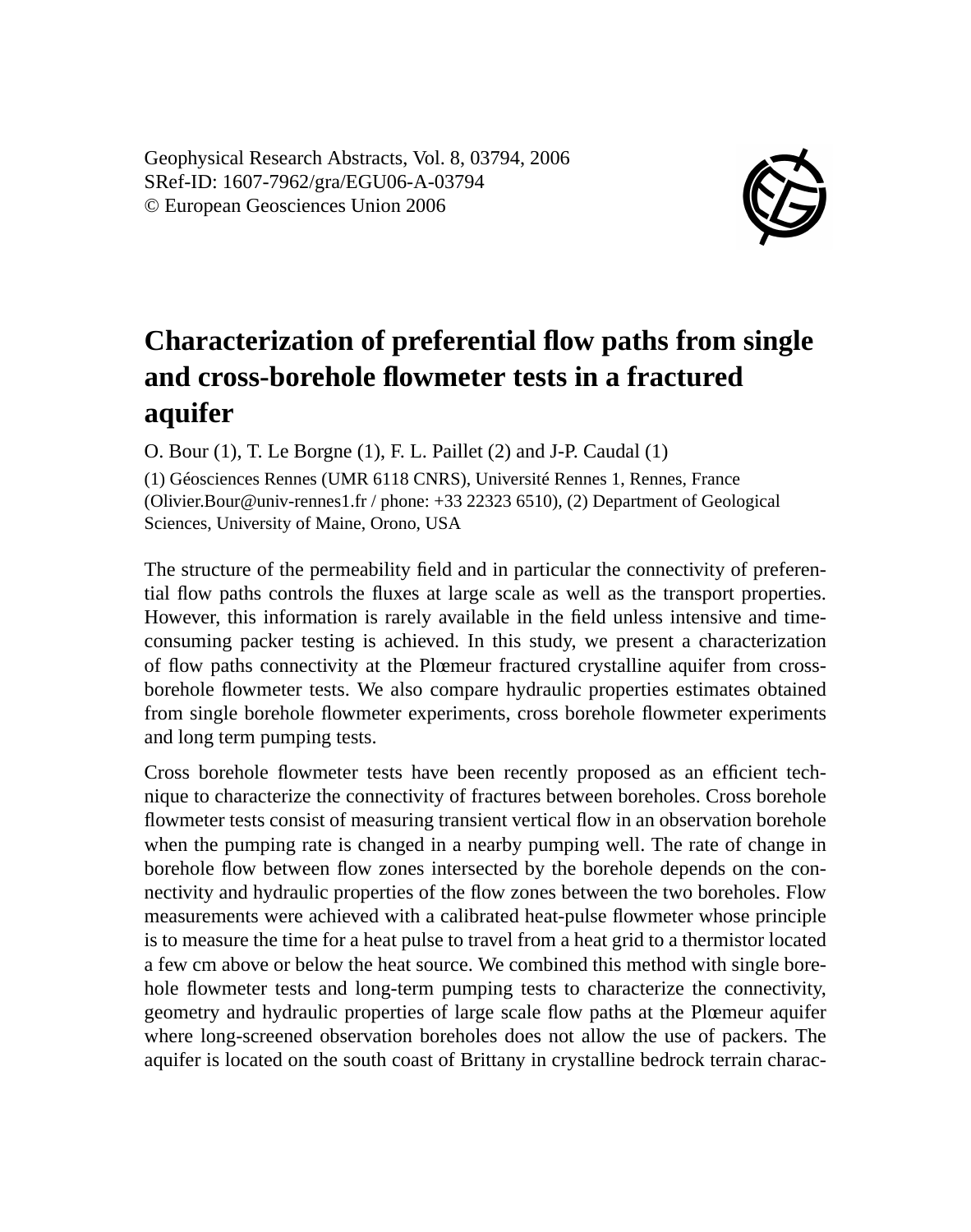Geophysical Research Abstracts, Vol. 8, 03794, 2006
SRef-ID: 1607-7962/gra/EGU06-A-03794
© European Geosciences Union 2006

# Characterization of preferential flow paths from single and cross-borehole flowmeter tests in a fractured aquifer

O. Bour (1), T. Le Borgne (1), F. L. Paillet (2) and J-P. Caudal (1)

(1) Géosciences Rennes (UMR 6118 CNRS), Université Rennes 1, Rennes, France (Olivier.Bour@univ-rennes1.fr / phone: +33 22323 6510), (2) Department of Geological Sciences, University of Maine, Orono, USA

The structure of the permeability field and in particular the connectivity of preferential flow paths controls the fluxes at large scale as well as the transport properties. However, this information is rarely available in the field unless intensive and time-consuming packer testing is achieved. In this study, we present a characterization of flow paths connectivity at the Plœmeur fractured crystalline aquifer from cross-borehole flowmeter tests. We also compare hydraulic properties estimates obtained from single borehole flowmeter experiments, cross borehole flowmeter experiments and long term pumping tests.

Cross borehole flowmeter tests have been recently proposed as an efficient technique to characterize the connectivity of fractures between boreholes. Cross borehole flowmeter tests consist of measuring transient vertical flow in an observation borehole when the pumping rate is changed in a nearby pumping well. The rate of change in borehole flow between flow zones intersected by the borehole depends on the connectivity and hydraulic properties of the flow zones between the two boreholes. Flow measurements were achieved with a calibrated heat-pulse flowmeter whose principle is to measure the time for a heat pulse to travel from a heat grid to a thermistor located a few cm above or below the heat source. We combined this method with single borehole flowmeter tests and long-term pumping tests to characterize the connectivity, geometry and hydraulic properties of large scale flow paths at the Plœmeur aquifer where long-screened observation boreholes does not allow the use of packers. The aquifer is located on the south coast of Brittany in crystalline bedrock terrain charac-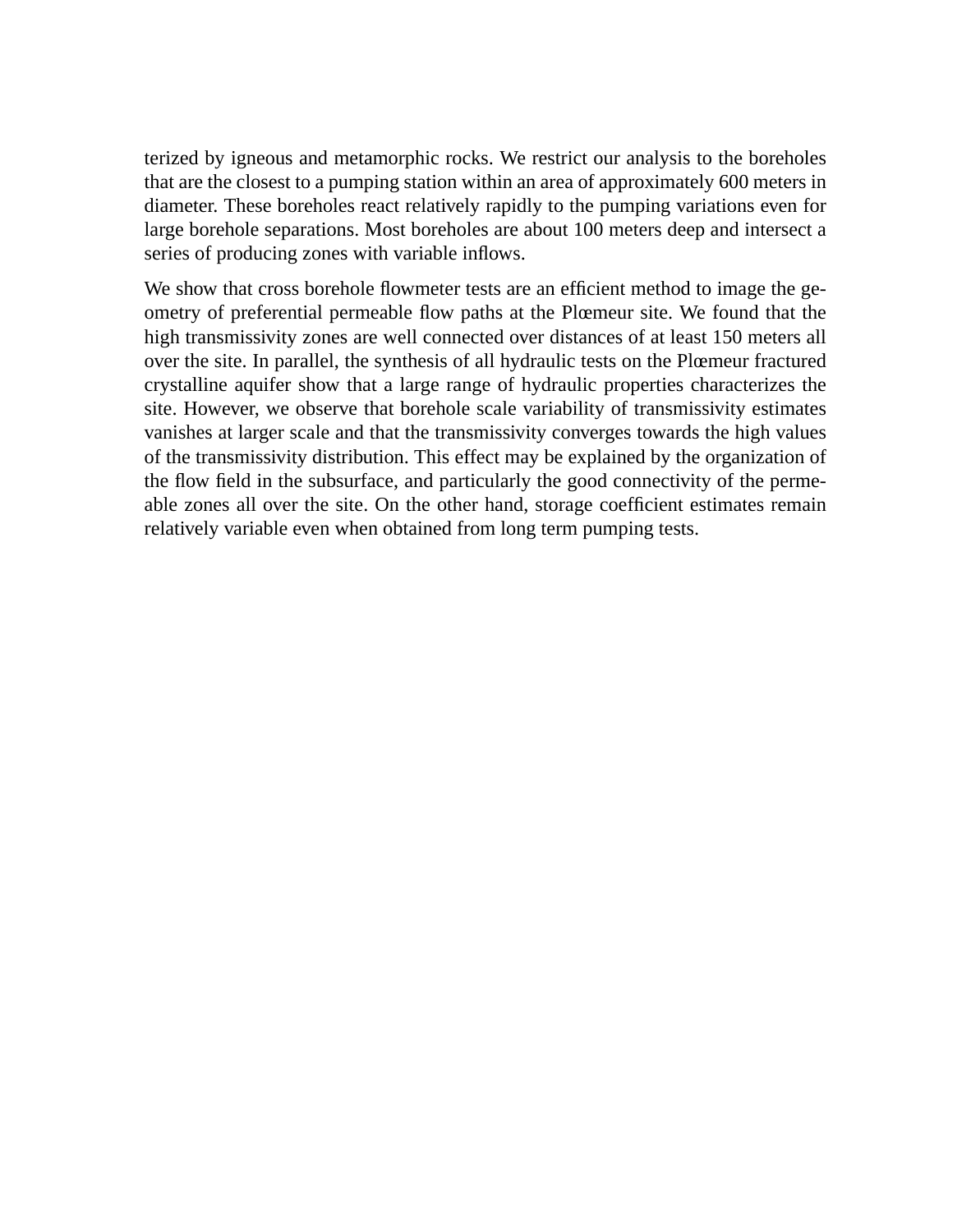terized by igneous and metamorphic rocks. We restrict our analysis to the boreholes that are the closest to a pumping station within an area of approximately 600 meters in diameter. These boreholes react relatively rapidly to the pumping variations even for large borehole separations. Most boreholes are about 100 meters deep and intersect a series of producing zones with variable inflows.

We show that cross borehole flowmeter tests are an efficient method to image the geometry of preferential permeable flow paths at the Plœmeur site. We found that the high transmissivity zones are well connected over distances of at least 150 meters all over the site. In parallel, the synthesis of all hydraulic tests on the Plœmeur fractured crystalline aquifer show that a large range of hydraulic properties characterizes the site. However, we observe that borehole scale variability of transmissivity estimates vanishes at larger scale and that the transmissivity converges towards the high values of the transmissivity distribution. This effect may be explained by the organization of the flow field in the subsurface, and particularly the good connectivity of the permeable zones all over the site. On the other hand, storage coefficient estimates remain relatively variable even when obtained from long term pumping tests.